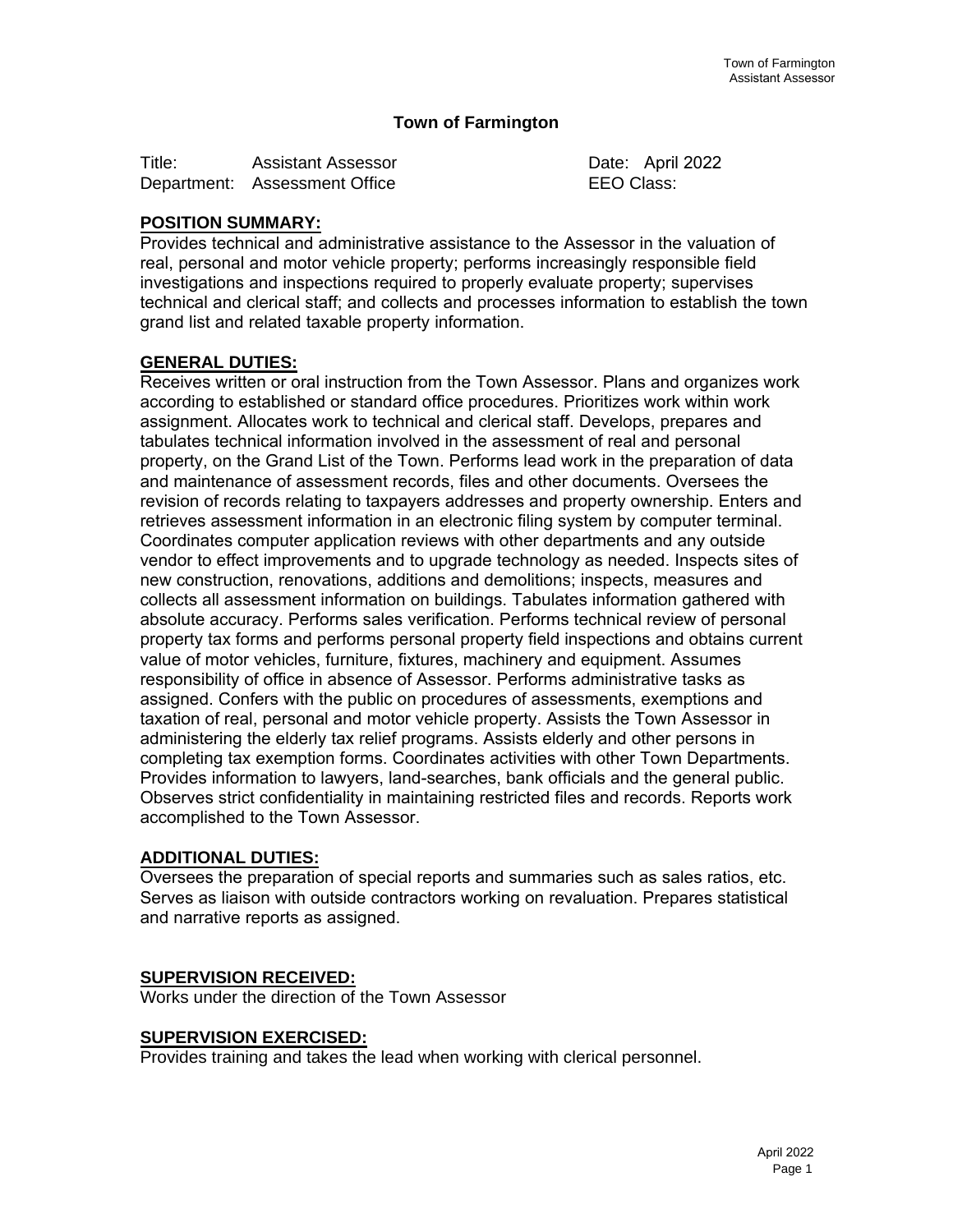# Town of Farmington

Title: Assistant Assessor  Date: April 2022
Department: Assessment Office  EEO Class:

## POSITION SUMMARY:

Provides technical and administrative assistance to the Assessor in the valuation of real, personal and motor vehicle property; performs increasingly responsible field investigations and inspections required to properly evaluate property; supervises technical and clerical staff; and collects and processes information to establish the town grand list and related taxable property information.

## GENERAL DUTIES:

Receives written or oral instruction from the Town Assessor. Plans and organizes work according to established or standard office procedures. Prioritizes work within work assignment. Allocates work to technical and clerical staff. Develops, prepares and tabulates technical information involved in the assessment of real and personal property, on the Grand List of the Town. Performs lead work in the preparation of data and maintenance of assessment records, files and other documents. Oversees the revision of records relating to taxpayers addresses and property ownership. Enters and retrieves assessment information in an electronic filing system by computer terminal. Coordinates computer application reviews with other departments and any outside vendor to effect improvements and to upgrade technology as needed. Inspects sites of new construction, renovations, additions and demolitions; inspects, measures and collects all assessment information on buildings. Tabulates information gathered with absolute accuracy. Performs sales verification. Performs technical review of personal property tax forms and performs personal property field inspections and obtains current value of motor vehicles, furniture, fixtures, machinery and equipment. Assumes responsibility of office in absence of Assessor. Performs administrative tasks as assigned. Confers with the public on procedures of assessments, exemptions and taxation of real, personal and motor vehicle property. Assists the Town Assessor in administering the elderly tax relief programs. Assists elderly and other persons in completing tax exemption forms. Coordinates activities with other Town Departments. Provides information to lawyers, land-searches, bank officials and the general public. Observes strict confidentiality in maintaining restricted files and records. Reports work accomplished to the Town Assessor.

## ADDITIONAL DUTIES:

Oversees the preparation of special reports and summaries such as sales ratios, etc. Serves as liaison with outside contractors working on revaluation. Prepares statistical and narrative reports as assigned.

## SUPERVISION RECEIVED:

Works under the direction of the Town Assessor

## SUPERVISION EXERCISED:

Provides training and takes the lead when working with clerical personnel.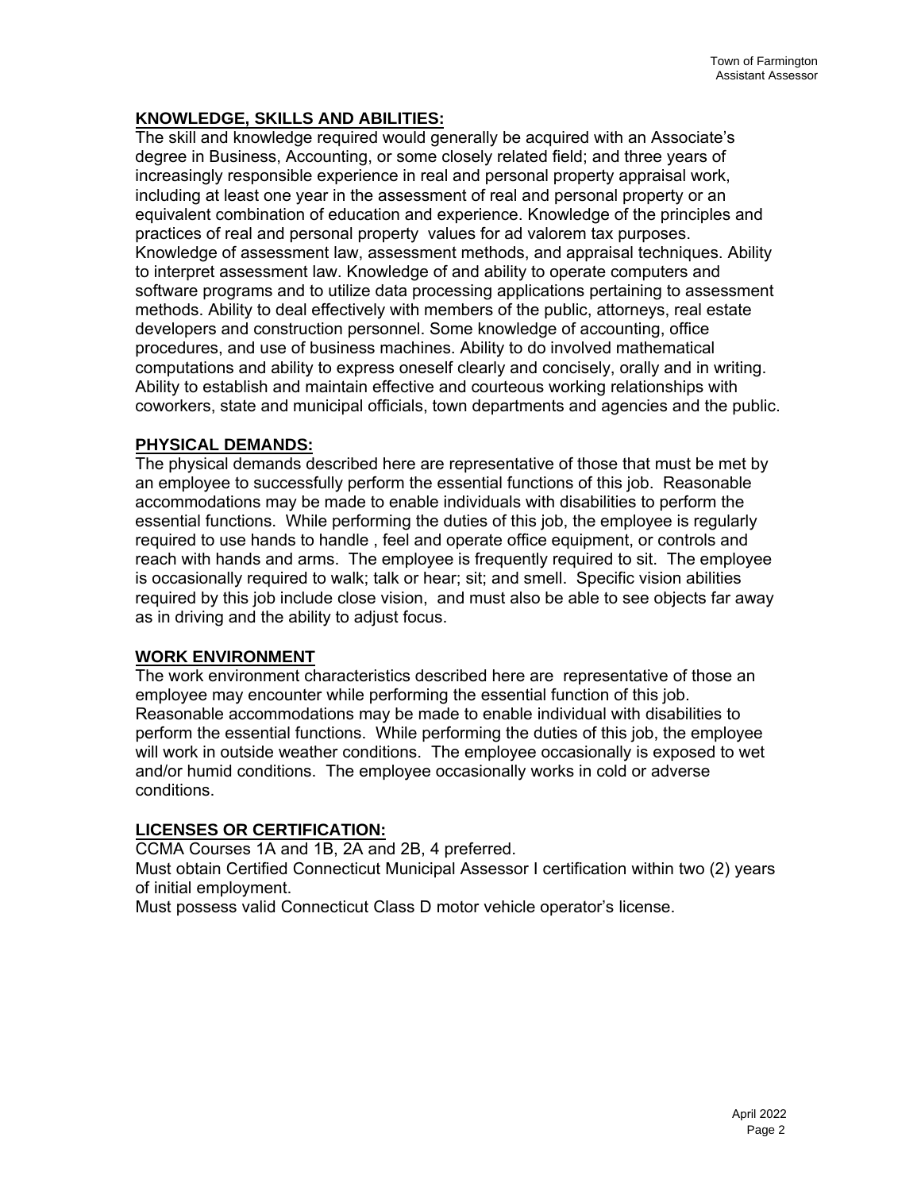## KNOWLEDGE, SKILLS AND ABILITIES:

The skill and knowledge required would generally be acquired with an Associate's degree in Business, Accounting, or some closely related field; and three years of increasingly responsible experience in real and personal property appraisal work, including at least one year in the assessment of real and personal property or an equivalent combination of education and experience. Knowledge of the principles and practices of real and personal property values for ad valorem tax purposes. Knowledge of assessment law, assessment methods, and appraisal techniques. Ability to interpret assessment law. Knowledge of and ability to operate computers and software programs and to utilize data processing applications pertaining to assessment methods. Ability to deal effectively with members of the public, attorneys, real estate developers and construction personnel. Some knowledge of accounting, office procedures, and use of business machines. Ability to do involved mathematical computations and ability to express oneself clearly and concisely, orally and in writing. Ability to establish and maintain effective and courteous working relationships with coworkers, state and municipal officials, town departments and agencies and the public.

## PHYSICAL DEMANDS:

The physical demands described here are representative of those that must be met by an employee to successfully perform the essential functions of this job. Reasonable accommodations may be made to enable individuals with disabilities to perform the essential functions. While performing the duties of this job, the employee is regularly required to use hands to handle , feel and operate office equipment, or controls and reach with hands and arms. The employee is frequently required to sit. The employee is occasionally required to walk; talk or hear; sit; and smell. Specific vision abilities required by this job include close vision, and must also be able to see objects far away as in driving and the ability to adjust focus.

## WORK ENVIRONMENT

The work environment characteristics described here are representative of those an employee may encounter while performing the essential function of this job. Reasonable accommodations may be made to enable individual with disabilities to perform the essential functions. While performing the duties of this job, the employee will work in outside weather conditions. The employee occasionally is exposed to wet and/or humid conditions. The employee occasionally works in cold or adverse conditions.

## LICENSES OR CERTIFICATION:

CCMA Courses 1A and 1B, 2A and 2B, 4 preferred.

Must obtain Certified Connecticut Municipal Assessor I certification within two (2) years of initial employment.

Must possess valid Connecticut Class D motor vehicle operator's license.